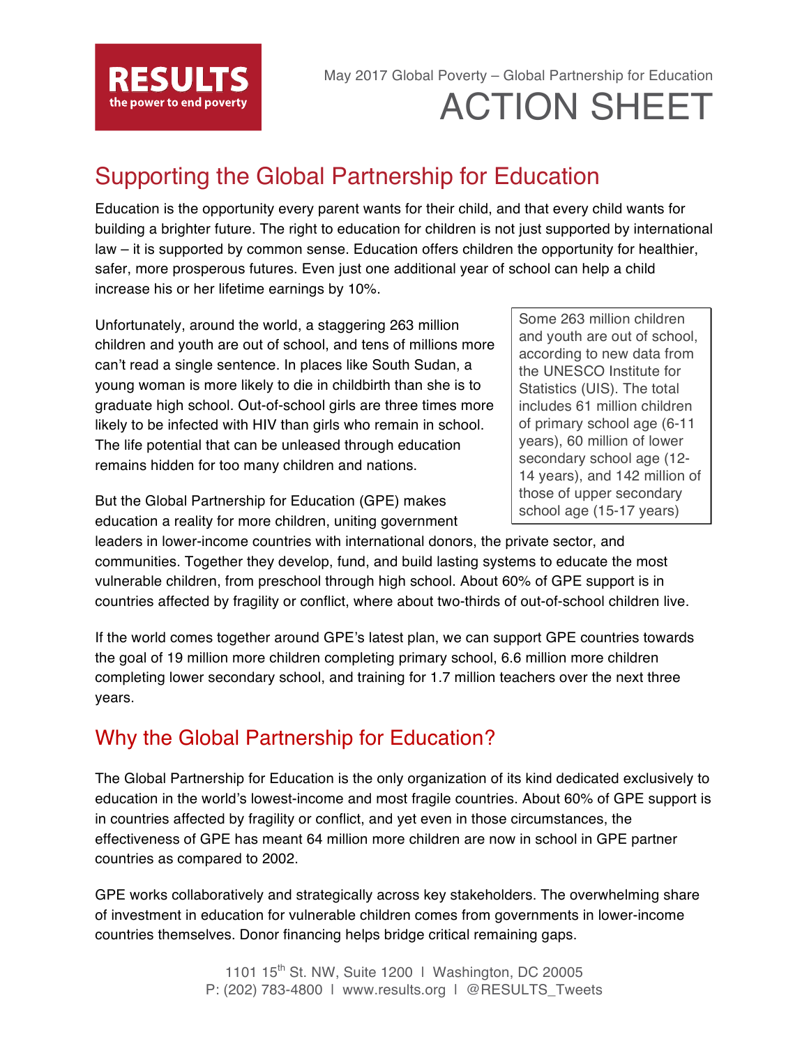RESULTS
the power to end poverty

May 2017 Global Poverty – Global Partnership for Education

# ACTION SHEET

## Supporting the Global Partnership for Education

Education is the opportunity every parent wants for their child, and that every child wants for building a brighter future. The right to education for children is not just supported by international law – it is supported by common sense. Education offers children the opportunity for healthier, safer, more prosperous futures. Even just one additional year of school can help a child increase his or her lifetime earnings by 10%.

Unfortunately, around the world, a staggering 263 million children and youth are out of school, and tens of millions more can't read a single sentence. In places like South Sudan, a young woman is more likely to die in childbirth than she is to graduate high school. Out-of-school girls are three times more likely to be infected with HIV than girls who remain in school. The life potential that can be unleased through education remains hidden for too many children and nations.

> Some 263 million children and youth are out of school, according to new data from the UNESCO Institute for Statistics (UIS). The total includes 61 million children of primary school age (6-11 years), 60 million of lower secondary school age (12-14 years), and 142 million of those of upper secondary school age (15-17 years)

But the Global Partnership for Education (GPE) makes education a reality for more children, uniting government leaders in lower-income countries with international donors, the private sector, and communities. Together they develop, fund, and build lasting systems to educate the most vulnerable children, from preschool through high school. About 60% of GPE support is in countries affected by fragility or conflict, where about two-thirds of out-of-school children live.

If the world comes together around GPE's latest plan, we can support GPE countries towards the goal of 19 million more children completing primary school, 6.6 million more children completing lower secondary school, and training for 1.7 million teachers over the next three years.

## Why the Global Partnership for Education?

The Global Partnership for Education is the only organization of its kind dedicated exclusively to education in the world's lowest-income and most fragile countries. About 60% of GPE support is in countries affected by fragility or conflict, and yet even in those circumstances, the effectiveness of GPE has meant 64 million more children are now in school in GPE partner countries as compared to 2002.

GPE works collaboratively and strategically across key stakeholders. The overwhelming share of investment in education for vulnerable children comes from governments in lower-income countries themselves. Donor financing helps bridge critical remaining gaps.

1101 15th St. NW, Suite 1200 | Washington, DC 20005
P: (202) 783-4800 | www.results.org | @RESULTS_Tweets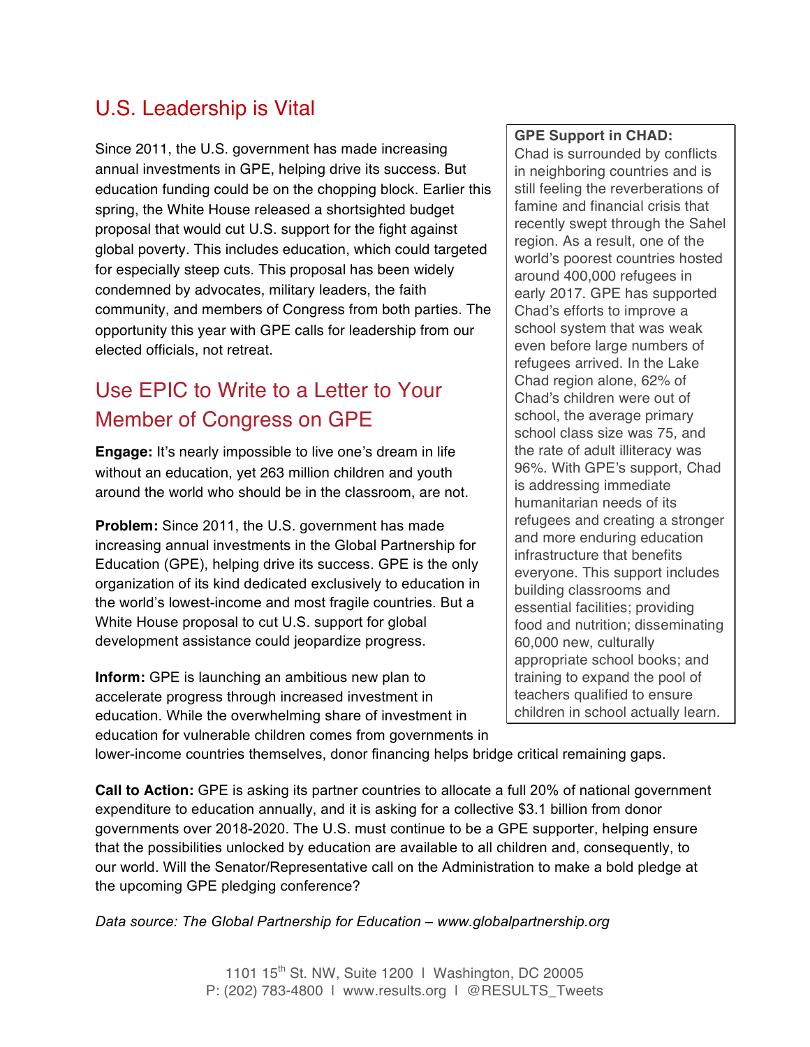## U.S. Leadership is Vital

Since 2011, the U.S. government has made increasing annual investments in GPE, helping drive its success. But education funding could be on the chopping block. Earlier this spring, the White House released a shortsighted budget proposal that would cut U.S. support for the fight against global poverty. This includes education, which could targeted for especially steep cuts. This proposal has been widely condemned by advocates, military leaders, the faith community, and members of Congress from both parties. The opportunity this year with GPE calls for leadership from our elected officials, not retreat.

**GPE Support in CHAD:**
Chad is surrounded by conflicts in neighboring countries and is still feeling the reverberations of famine and financial crisis that recently swept through the Sahel region. As a result, one of the world's poorest countries hosted around 400,000 refugees in early 2017. GPE has supported Chad's efforts to improve a school system that was weak even before large numbers of refugees arrived. In the Lake Chad region alone, 62% of Chad's children were out of school, the average primary school class size was 75, and the rate of adult illiteracy was 96%. With GPE's support, Chad is addressing immediate humanitarian needs of its refugees and creating a stronger and more enduring education infrastructure that benefits everyone. This support includes building classrooms and essential facilities; providing food and nutrition; disseminating 60,000 new, culturally appropriate school books; and training to expand the pool of teachers qualified to ensure children in school actually learn.

## Use EPIC to Write to a Letter to Your Member of Congress on GPE

**Engage:** It's nearly impossible to live one's dream in life without an education, yet 263 million children and youth around the world who should be in the classroom, are not.

**Problem:** Since 2011, the U.S. government has made increasing annual investments in the Global Partnership for Education (GPE), helping drive its success. GPE is the only organization of its kind dedicated exclusively to education in the world's lowest-income and most fragile countries. But a White House proposal to cut U.S. support for global development assistance could jeopardize progress.

**Inform:** GPE is launching an ambitious new plan to accelerate progress through increased investment in education. While the overwhelming share of investment in education for vulnerable children comes from governments in lower-income countries themselves, donor financing helps bridge critical remaining gaps.

**Call to Action:** GPE is asking its partner countries to allocate a full 20% of national government expenditure to education annually, and it is asking for a collective $3.1 billion from donor governments over 2018-2020. The U.S. must continue to be a GPE supporter, helping ensure that the possibilities unlocked by education are available to all children and, consequently, to our world. Will the Senator/Representative call on the Administration to make a bold pledge at the upcoming GPE pledging conference?

*Data source: The Global Partnership for Education – www.globalpartnership.org*

1101 15th St. NW, Suite 1200 l Washington, DC 20005
P: (202) 783-4800 l www.results.org l @RESULTS_Tweets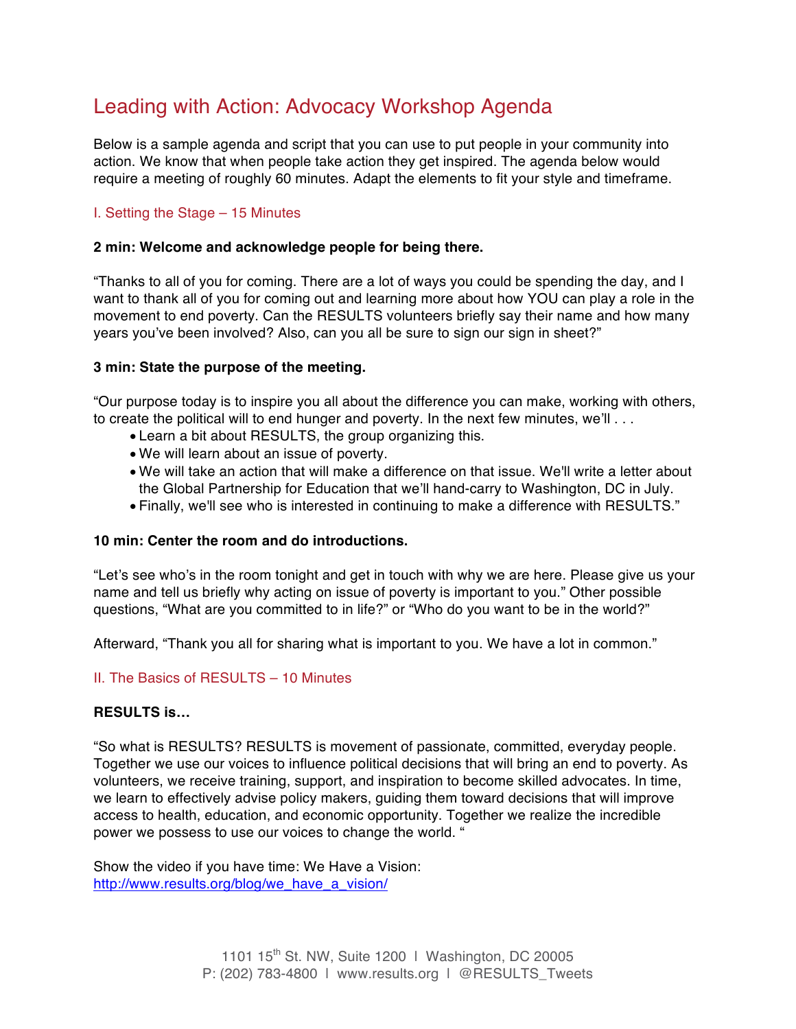# Leading with Action: Advocacy Workshop Agenda

Below is a sample agenda and script that you can use to put people in your community into action. We know that when people take action they get inspired. The agenda below would require a meeting of roughly 60 minutes. Adapt the elements to fit your style and timeframe.

## I. Setting the Stage – 15 Minutes

**2 min: Welcome and acknowledge people for being there.**

"Thanks to all of you for coming. There are a lot of ways you could be spending the day, and I want to thank all of you for coming out and learning more about how YOU can play a role in the movement to end poverty. Can the RESULTS volunteers briefly say their name and how many years you've been involved? Also, can you all be sure to sign our sign in sheet?"

**3 min: State the purpose of the meeting.**

"Our purpose today is to inspire you all about the difference you can make, working with others, to create the political will to end hunger and poverty. In the next few minutes, we'll . . .

- Learn a bit about RESULTS, the group organizing this.
- We will learn about an issue of poverty.
- We will take an action that will make a difference on that issue. We'll write a letter about the Global Partnership for Education that we'll hand-carry to Washington, DC in July.
- Finally, we'll see who is interested in continuing to make a difference with RESULTS."

**10 min: Center the room and do introductions.**

"Let's see who's in the room tonight and get in touch with why we are here. Please give us your name and tell us briefly why acting on issue of poverty is important to you." Other possible questions, "What are you committed to in life?" or "Who do you want to be in the world?"

Afterward, "Thank you all for sharing what is important to you. We have a lot in common."

## II. The Basics of RESULTS – 10 Minutes

**RESULTS is…**

"So what is RESULTS? RESULTS is movement of passionate, committed, everyday people. Together we use our voices to influence political decisions that will bring an end to poverty. As volunteers, we receive training, support, and inspiration to become skilled advocates. In time, we learn to effectively advise policy makers, guiding them toward decisions that will improve access to health, education, and economic opportunity. Together we realize the incredible power we possess to use our voices to change the world. "

Show the video if you have time: We Have a Vision:
http://www.results.org/blog/we_have_a_vision/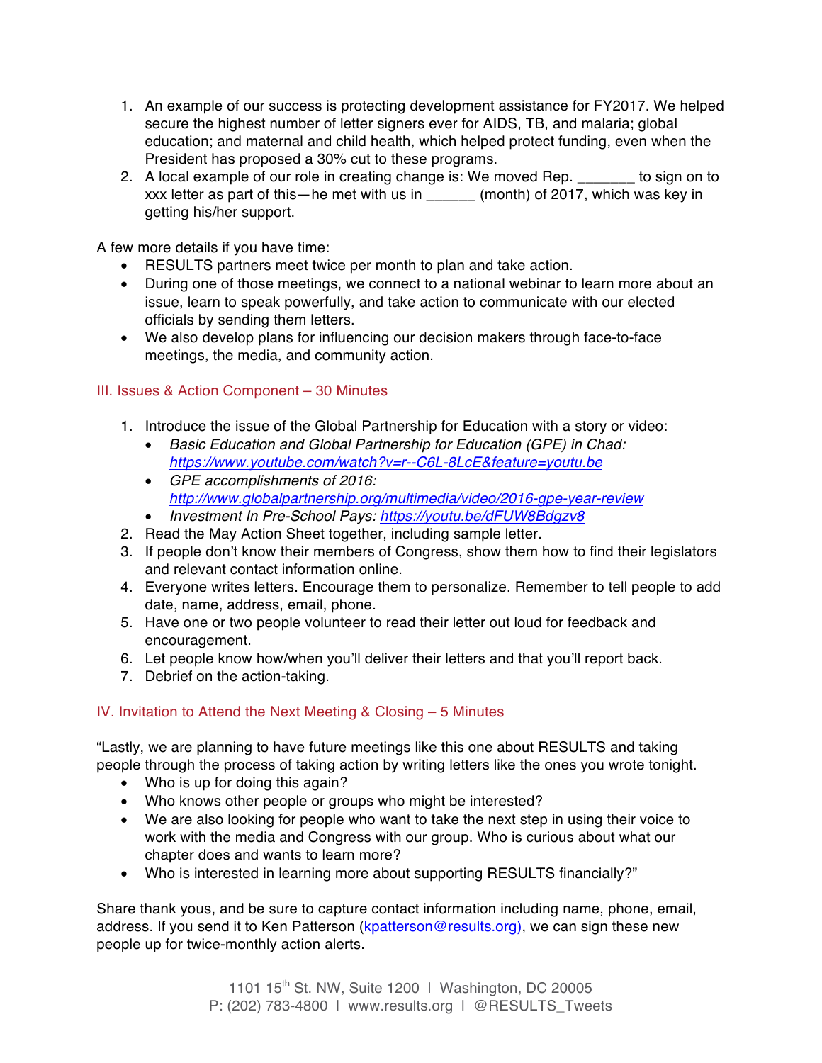1. An example of our success is protecting development assistance for FY2017. We helped secure the highest number of letter signers ever for AIDS, TB, and malaria; global education; and maternal and child health, which helped protect funding, even when the President has proposed a 30% cut to these programs.
2. A local example of our role in creating change is: We moved Rep. _______ to sign on to xxx letter as part of this—he met with us in ______ (month) of 2017, which was key in getting his/her support.

A few more details if you have time:

- RESULTS partners meet twice per month to plan and take action.
- During one of those meetings, we connect to a national webinar to learn more about an issue, learn to speak powerfully, and take action to communicate with our elected officials by sending them letters.
- We also develop plans for influencing our decision makers through face-to-face meetings, the media, and community action.

## III. Issues & Action Component – 30 Minutes

1. Introduce the issue of the Global Partnership for Education with a story or video:
   - *Basic Education and Global Partnership for Education (GPE) in Chad:* *https://www.youtube.com/watch?v=r--C6L-8LcE&feature=youtu.be*
   - *GPE accomplishments of 2016:* *http://www.globalpartnership.org/multimedia/video/2016-gpe-year-review*
   - *Investment In Pre-School Pays: https://youtu.be/dFUW8Bdgzv8*
2. Read the May Action Sheet together, including sample letter.
3. If people don't know their members of Congress, show them how to find their legislators and relevant contact information online.
4. Everyone writes letters. Encourage them to personalize. Remember to tell people to add date, name, address, email, phone.
5. Have one or two people volunteer to read their letter out loud for feedback and encouragement.
6. Let people know how/when you'll deliver their letters and that you'll report back.
7. Debrief on the action-taking.

## IV. Invitation to Attend the Next Meeting & Closing – 5 Minutes

"Lastly, we are planning to have future meetings like this one about RESULTS and taking people through the process of taking action by writing letters like the ones you wrote tonight.

- Who is up for doing this again?
- Who knows other people or groups who might be interested?
- We are also looking for people who want to take the next step in using their voice to work with the media and Congress with our group. Who is curious about what our chapter does and wants to learn more?
- Who is interested in learning more about supporting RESULTS financially?"

Share thank yous, and be sure to capture contact information including name, phone, email, address. If you send it to Ken Patterson (kpatterson@results.org), we can sign these new people up for twice-monthly action alerts.